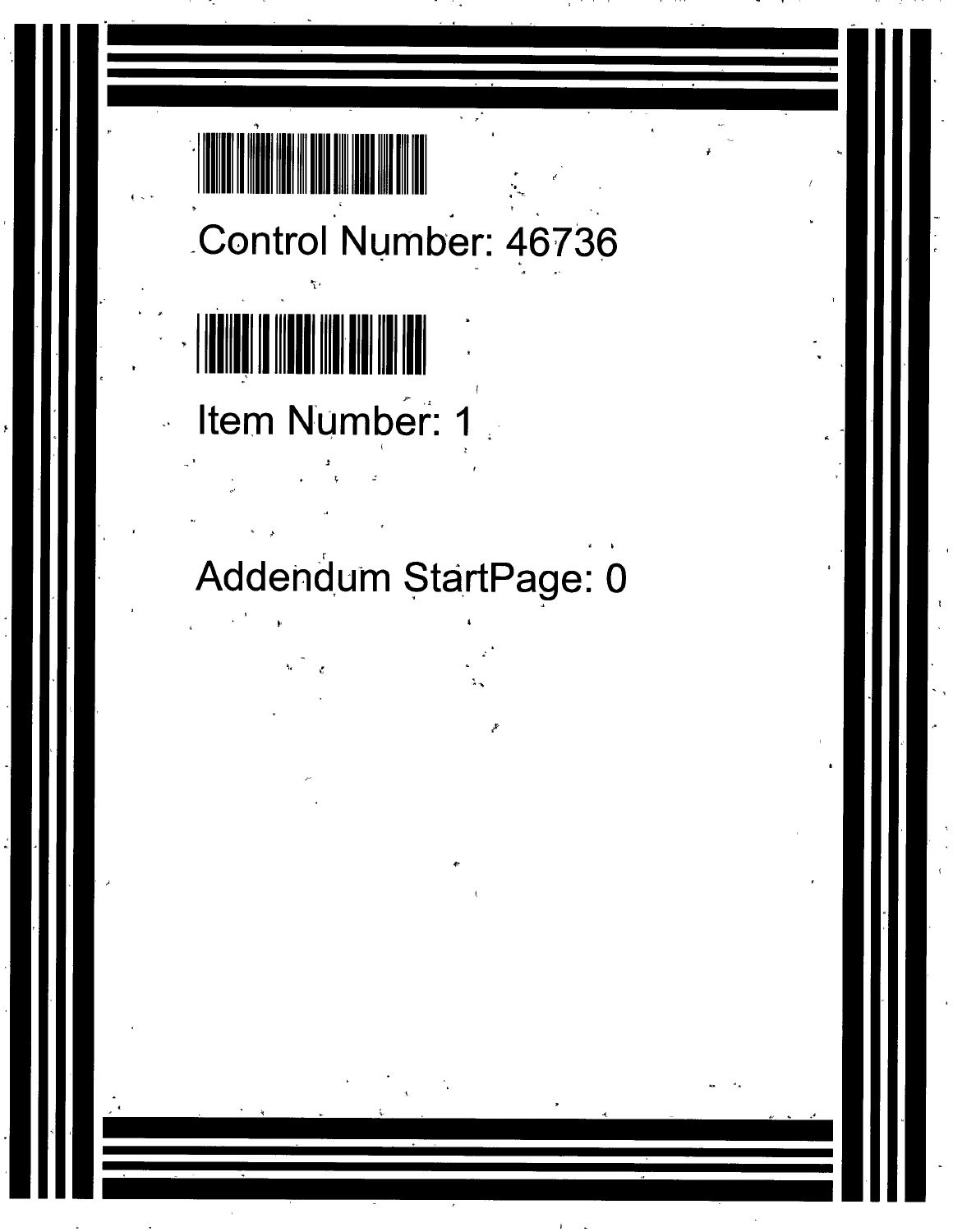Control Number: 46736

Item Number: 1

Addendum StartPage: 0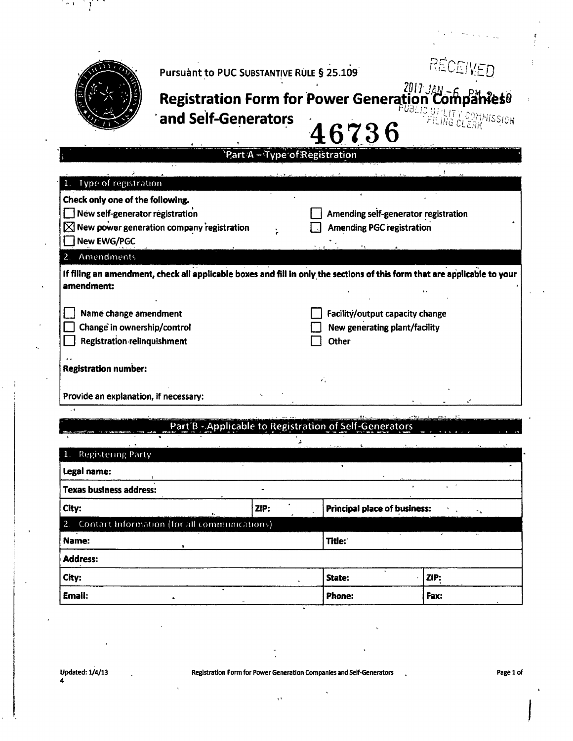Pursuant to PUC SUBSTANTIVE RULE § 25.109

RECEIVED

2017 JAN -6 PM 2:10

PUBLIC UTILITY COMMISSION FILING CLERK

# Registration Form for Power Generation Companies and Self-Generators

46736

## Part A – Type of Registration

### 1. Type of registration

**Check only one of the following.**

| | |
|---|---|
| ☐ New self-generator registration | ☐ Amending self-generator registration |
| ☒ New power generation company registration | ☐ Amending PGC registration |
| ☐ New EWG/PGC | |

### 2. Amendments

**If filing an amendment, check all applicable boxes and fill in only the sections of this form that are applicable to your amendment:**

| | |
|---|---|
| ☐ Name change amendment | ☐ Facility/output capacity change |
| ☐ Change in ownership/control | ☐ New generating plant/facility |
| ☐ Registration relinquishment | ☐ Other |

**Registration number:**

**Provide an explanation, if necessary:**

## Part B - Applicable to Registration of Self-Generators

### 1. Registering Party

| | | |
|---|---|---|
| **Legal name:** | | |
| **Texas business address:** | | |
| **City:** | **ZIP:** | **Principal place of business:** |

### 2. Contact Information (for all communications)

| | | |
|---|---|---|
| **Name:** | **Title:** | |
| **Address:** | | |
| **City:** | **State:** | **ZIP:** |
| **Email:** | **Phone:** | **Fax:** |

Updated: 1/4/13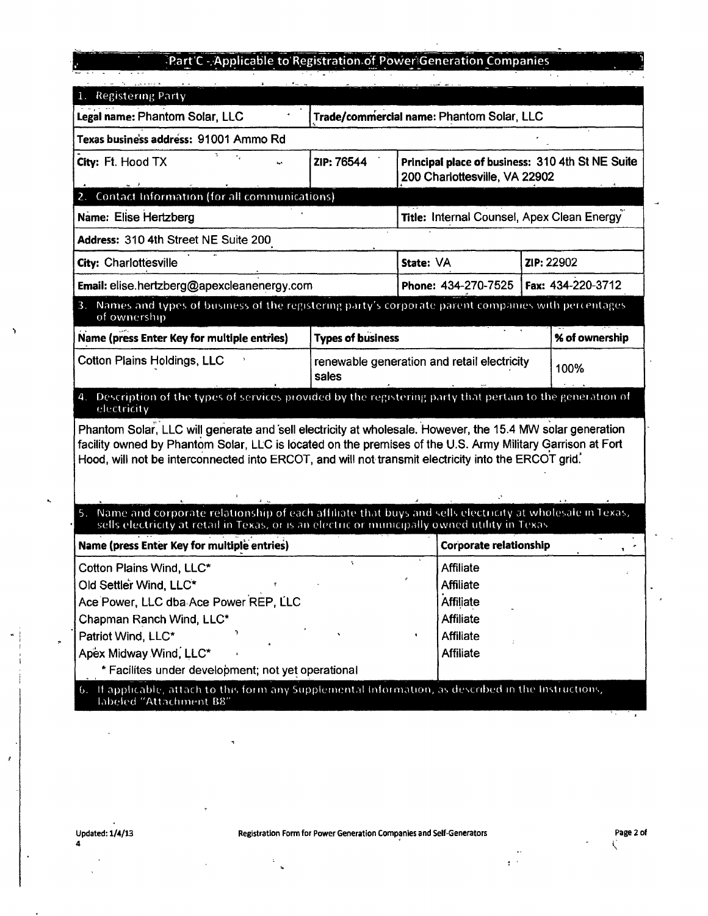## Part C - Applicable to Registration of Power Generation Companies

### 1. Registering Party

| | | | |
|---|---|---|---|
| **Legal name:** Phantom Solar, LLC | | **Trade/commercial name:** Phantom Solar, LLC | |
| **Texas business address:** 91001 Ammo Rd | | | |
| **City:** Ft. Hood TX | **ZIP:** 76544 | **Principal place of business:** 310 4th St NE Suite 200 Charlottesville, VA 22902 | |

### 2. Contact Information (for all communications)

| | | |
|---|---|---|
| **Name:** Elise Hertzberg | **Title:** Internal Counsel, Apex Clean Energy | |
| **Address:** 310 4th Street NE Suite 200 | | |
| **City:** Charlottesville | **State:** VA | **ZIP:** 22902 |
| **Email:** elise.hertzberg@apexcleanenergy.com | **Phone:** 434-270-7525 | **Fax:** 434-220-3712 |

### 3. Names and types of business of the registering party's corporate parent companies with percentages of ownership

| Name (press Enter Key for multiple entries) | Types of business | % of ownership |
|---|---|---|
| Cotton Plains Holdings, LLC | renewable generation and retail electricity sales | 100% |

### 4. Description of the types of services provided by the registering party that pertain to the generation of electricity

Phantom Solar, LLC will generate and sell electricity at wholesale. However, the 15.4 MW solar generation facility owned by Phantom Solar, LLC is located on the premises of the U.S. Army Military Garrison at Fort Hood, will not be interconnected into ERCOT, and will not transmit electricity into the ERCOT grid.

### 5. Name and corporate relationship of each affiliate that buys and sells electricity at wholesale in Texas, sells electricity at retail in Texas, or is an electric or municipally owned utility in Texas

| Name (press Enter Key for multiple entries) | Corporate relationship |
|---|---|
| Cotton Plains Wind, LLC* | Affiliate |
| Old Settler Wind, LLC* | Affiliate |
| Ace Power, LLC dba Ace Power REP, LLC | Affiliate |
| Chapman Ranch Wind, LLC* | Affiliate |
| Patriot Wind, LLC* | Affiliate |
| Apex Midway Wind, LLC* | Affiliate |
| * Facilites under development; not yet operational | |

### 6. If applicable, attach to this form any Supplemental Information, as described in the Instructions, labeled "Attachment B8"

Updated: 1/4/13 Registration Form for Power Generation Companies and Self-Generators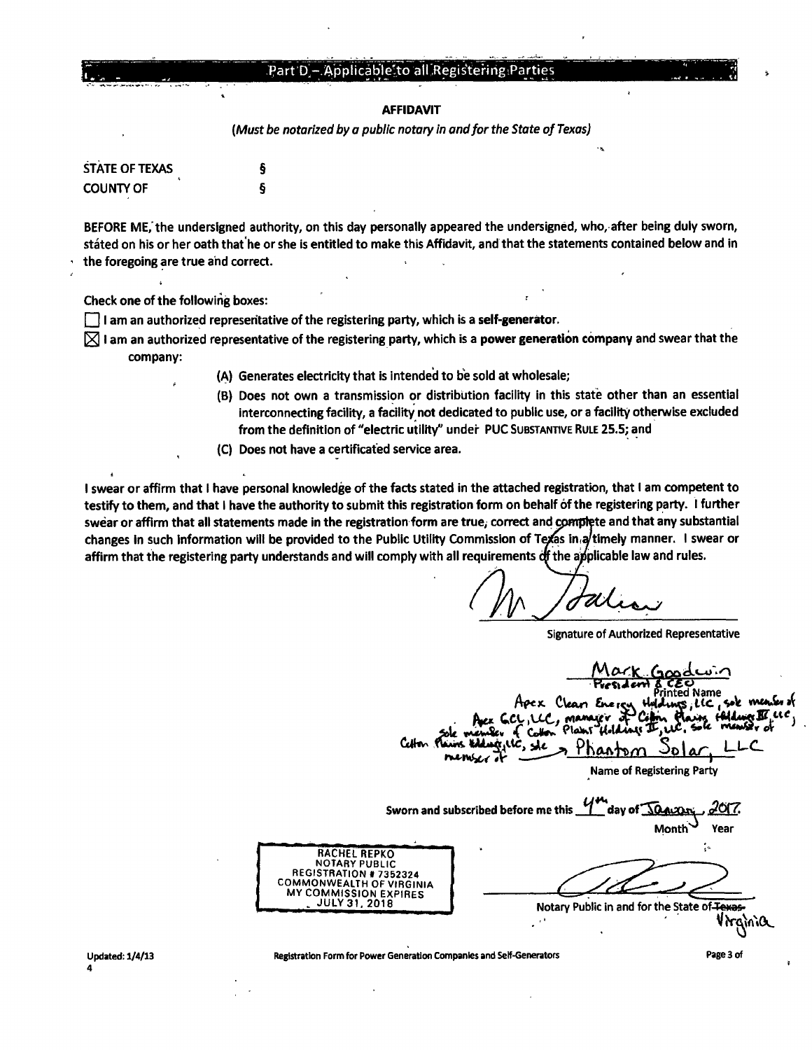## Part D – Applicable to all Registering Parties

**AFFIDAVIT**

*(Must be notarized by a public notary in and for the State of Texas)*

STATE OF TEXAS §
COUNTY OF §

BEFORE ME, the undersigned authority, on this day personally appeared the undersigned, who, after being duly sworn, stated on his or her oath that he or she is entitled to make this Affidavit, and that the statements contained below and in the foregoing are true and correct.

Check one of the following boxes:

☐ I am an authorized representative of the registering party, which is a **self-generator**.

☒ I am an authorized representative of the registering party, which is a **power generation company** and swear that the company:

(A) Generates electricity that is intended to be sold at wholesale;

(B) Does not own a transmission or distribution facility in this state other than an essential interconnecting facility, a facility not dedicated to public use, or a facility otherwise excluded from the definition of "electric utility" under PUC SUBSTANTIVE RULE 25.5; and

(C) Does not have a certificated service area.

I swear or affirm that I have personal knowledge of the facts stated in the attached registration, that I am competent to testify to them, and that I have the authority to submit this registration form on behalf of the registering party. I further swear or affirm that all statements made in the registration form are true, correct and complete and that any substantial changes in such information will be provided to the Public Utility Commission of Texas in a timely manner. I swear or affirm that the registering party understands and will comply with all requirements of the applicable law and rules.

[Signature]

Signature of Authorized Representative

Mark Goodwin
President & CEO

Printed Name

Apex Clean Energy Holdings, LLC, sole member of Apex GCL, LLC, manager of Cotton Plains Holdings III, LLC, sole member of Cotton Plains Holdings II, LLC, sole member of Cotton Plains Holdings, LLC, sole member of → Phantom Solar, LLC

Name of Registering Party

Sworn and subscribed before me this 4th day of January, 2017.

Month Year

RACHEL REPKO
NOTARY PUBLIC
REGISTRATION # 7352324
COMMONWEALTH OF VIRGINIA
MY COMMISSION EXPIRES
JULY 31, 2018

[Signature]

Notary Public in and for the State of ~~Texas~~ Virginia

Updated: 1/4/13

Registration Form for Power Generation Companies and Self-Generators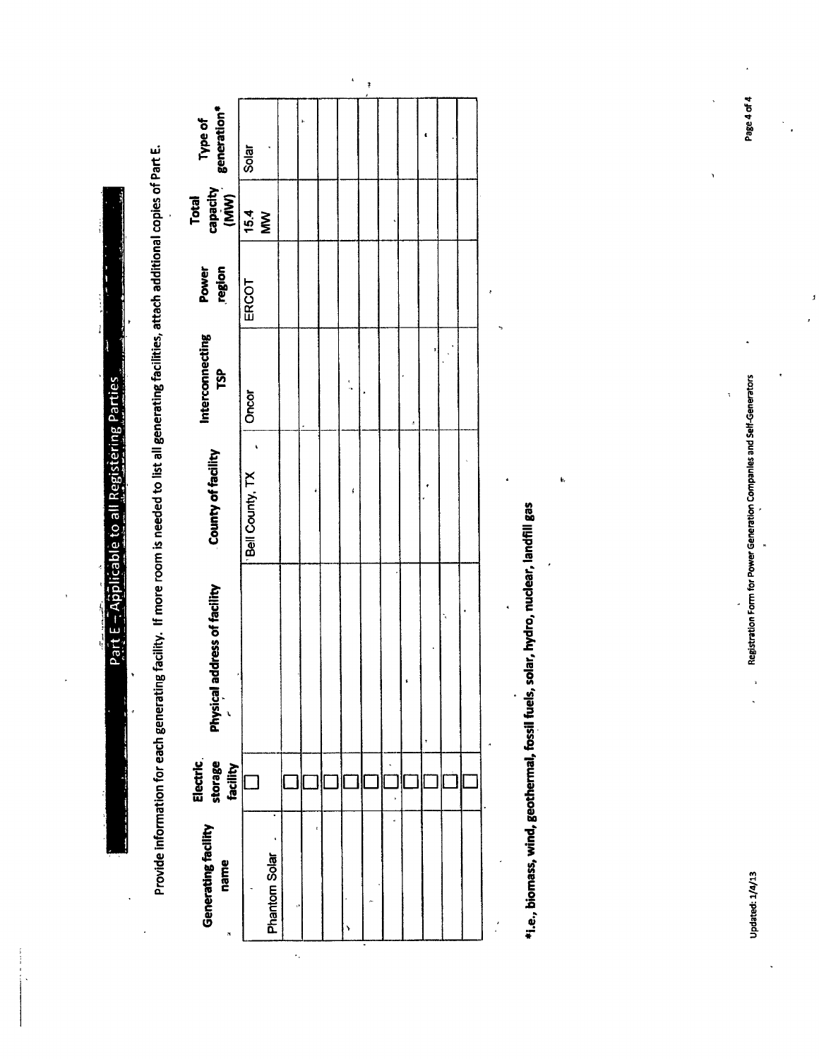## Part E – Applicable to all Registering Parties

Provide information for each generating facility. If more room is needed to list all generating facilities, attach additional copies of Part E.

| Generating facility name | Electric storage facility | Physical address of facility | County of facility | Interconnecting TSP | Power region | Total capacity (MW) | Type of generation* |
|---|---|---|---|---|---|---|---|
| Phantom Solar | ☐ | | Bell County, TX | Oncor | ERCOT | 15.4 MW | Solar |
| | ☐ | | | | | | |
| | ☐ | | | | | | |
| | ☐ | | | | | | |
| | ☐ | | | | | | |
| | ☐ | | | | | | |
| | ☐ | | | | | | |
| | ☐ | | | | | | |
| | ☐ | | | | | | |

**\*i.e., biomass, wind, geothermal, fossil fuels, solar, hydro, nuclear, landfill gas**

Updated: 1/4/13

Registration Form for Power Generation Companies and Self-Generators